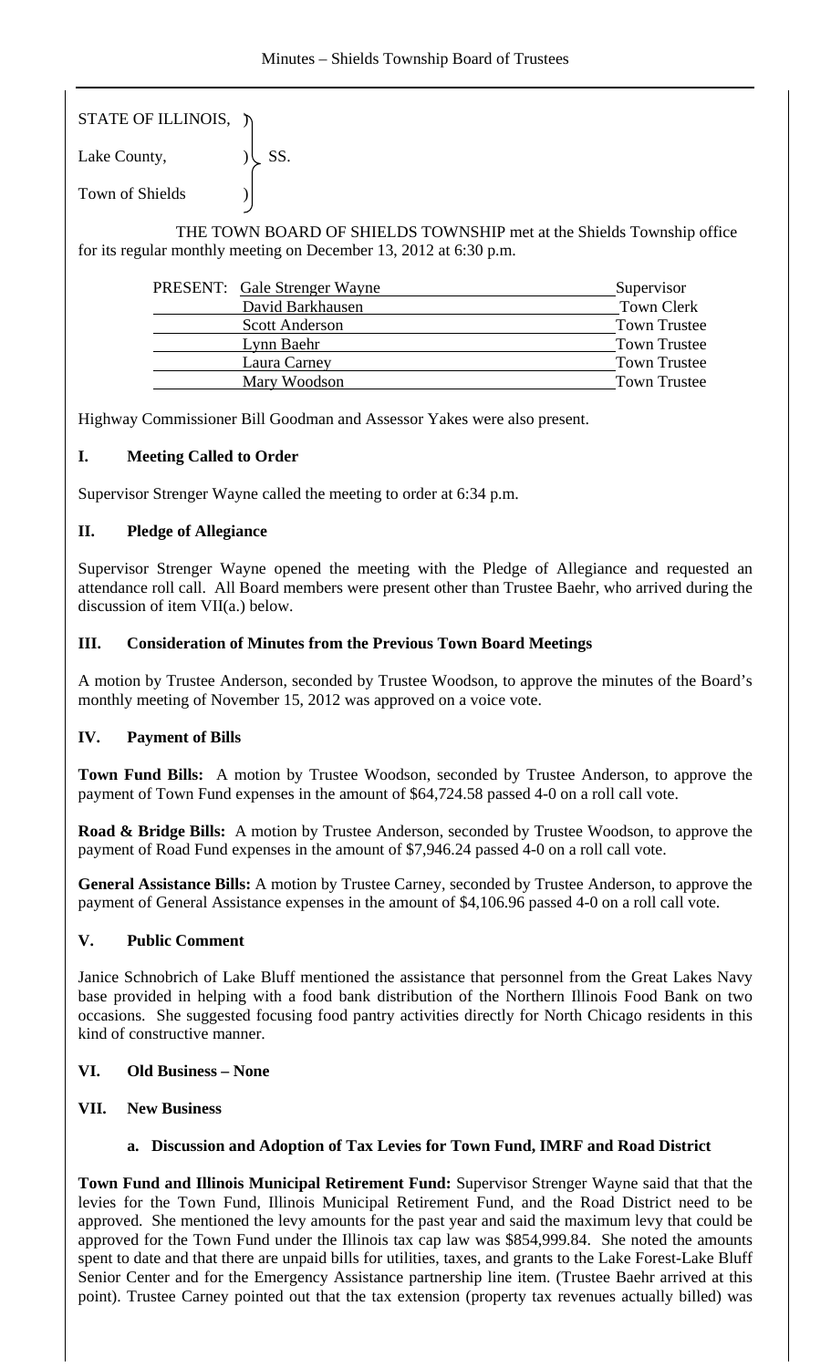STATE OF ILLINOIS, )
Lake County, ) SS.
Town of Shields )

THE TOWN BOARD OF SHIELDS TOWNSHIP met at the Shields Township office for its regular monthly meeting on December 13, 2012 at 6:30 p.m.

| PRESENT: | Gale Strenger Wayne | Supervisor |
|---|---|---|
| | David Barkhausen | Town Clerk |
| | Scott Anderson | Town Trustee |
| | Lynn Baehr | Town Trustee |
| | Laura Carney | Town Trustee |
| | Mary Woodson | Town Trustee |

Highway Commissioner Bill Goodman and Assessor Yakes were also present.

## I. Meeting Called to Order

Supervisor Strenger Wayne called the meeting to order at 6:34 p.m.

## II. Pledge of Allegiance

Supervisor Strenger Wayne opened the meeting with the Pledge of Allegiance and requested an attendance roll call. All Board members were present other than Trustee Baehr, who arrived during the discussion of item VII(a.) below.

## III. Consideration of Minutes from the Previous Town Board Meetings

A motion by Trustee Anderson, seconded by Trustee Woodson, to approve the minutes of the Board's monthly meeting of November 15, 2012 was approved on a voice vote.

## IV. Payment of Bills

**Town Fund Bills:** A motion by Trustee Woodson, seconded by Trustee Anderson, to approve the payment of Town Fund expenses in the amount of $64,724.58 passed 4-0 on a roll call vote.

**Road & Bridge Bills:** A motion by Trustee Anderson, seconded by Trustee Woodson, to approve the payment of Road Fund expenses in the amount of $7,946.24 passed 4-0 on a roll call vote.

**General Assistance Bills:** A motion by Trustee Carney, seconded by Trustee Anderson, to approve the payment of General Assistance expenses in the amount of $4,106.96 passed 4-0 on a roll call vote.

## V. Public Comment

Janice Schnobrich of Lake Bluff mentioned the assistance that personnel from the Great Lakes Navy base provided in helping with a food bank distribution of the Northern Illinois Food Bank on two occasions. She suggested focusing food pantry activities directly for North Chicago residents in this kind of constructive manner.

## VI. Old Business – None

## VII. New Business

### a. Discussion and Adoption of Tax Levies for Town Fund, IMRF and Road District

**Town Fund and Illinois Municipal Retirement Fund:** Supervisor Strenger Wayne said that that the levies for the Town Fund, Illinois Municipal Retirement Fund, and the Road District need to be approved. She mentioned the levy amounts for the past year and said the maximum levy that could be approved for the Town Fund under the Illinois tax cap law was $854,999.84. She noted the amounts spent to date and that there are unpaid bills for utilities, taxes, and grants to the Lake Forest-Lake Bluff Senior Center and for the Emergency Assistance partnership line item. (Trustee Baehr arrived at this point). Trustee Carney pointed out that the tax extension (property tax revenues actually billed) was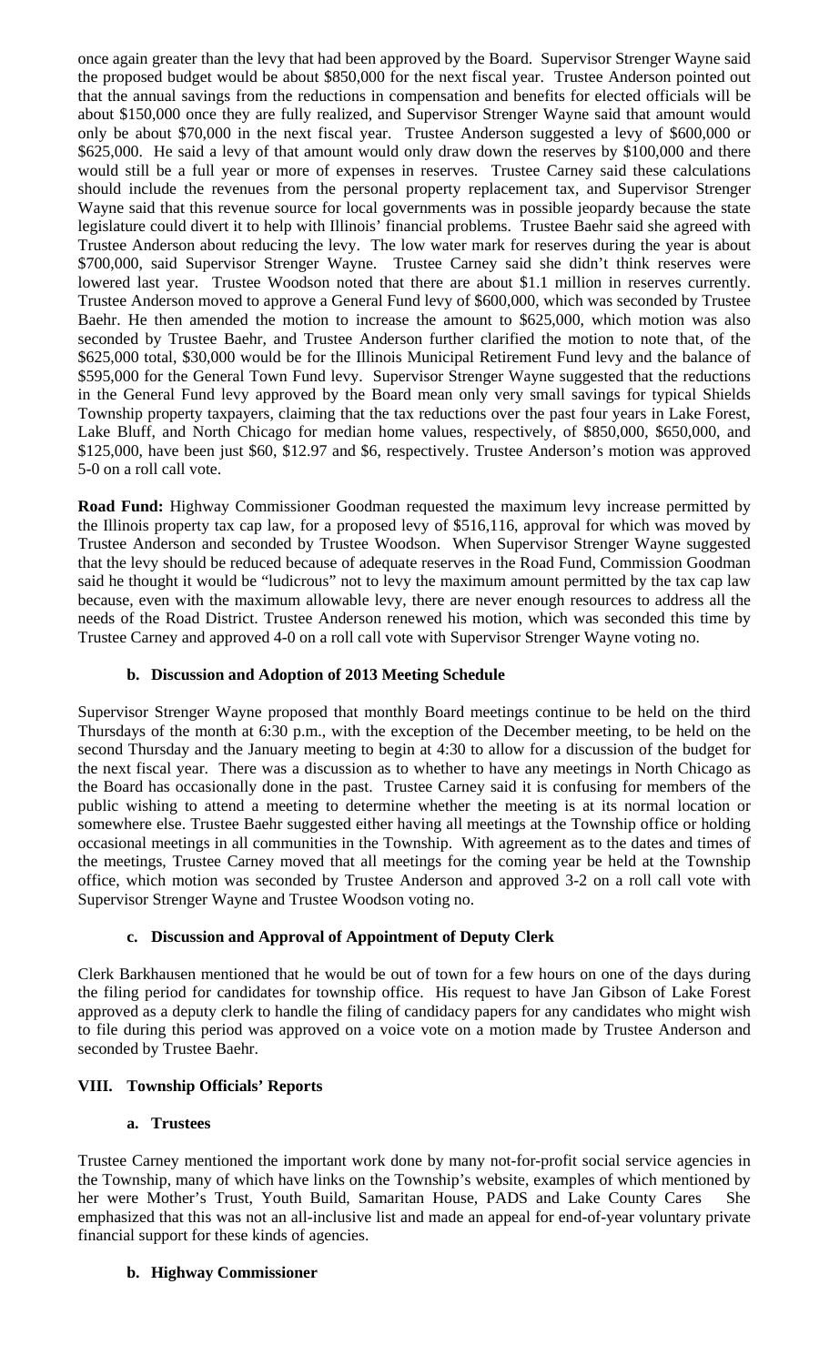once again greater than the levy that had been approved by the Board. Supervisor Strenger Wayne said the proposed budget would be about $850,000 for the next fiscal year. Trustee Anderson pointed out that the annual savings from the reductions in compensation and benefits for elected officials will be about $150,000 once they are fully realized, and Supervisor Strenger Wayne said that amount would only be about $70,000 in the next fiscal year. Trustee Anderson suggested a levy of $600,000 or $625,000. He said a levy of that amount would only draw down the reserves by $100,000 and there would still be a full year or more of expenses in reserves. Trustee Carney said these calculations should include the revenues from the personal property replacement tax, and Supervisor Strenger Wayne said that this revenue source for local governments was in possible jeopardy because the state legislature could divert it to help with Illinois' financial problems. Trustee Baehr said she agreed with Trustee Anderson about reducing the levy. The low water mark for reserves during the year is about $700,000, said Supervisor Strenger Wayne. Trustee Carney said she didn't think reserves were lowered last year. Trustee Woodson noted that there are about $1.1 million in reserves currently. Trustee Anderson moved to approve a General Fund levy of $600,000, which was seconded by Trustee Baehr. He then amended the motion to increase the amount to $625,000, which motion was also seconded by Trustee Baehr, and Trustee Anderson further clarified the motion to note that, of the $625,000 total, $30,000 would be for the Illinois Municipal Retirement Fund levy and the balance of $595,000 for the General Town Fund levy. Supervisor Strenger Wayne suggested that the reductions in the General Fund levy approved by the Board mean only very small savings for typical Shields Township property taxpayers, claiming that the tax reductions over the past four years in Lake Forest, Lake Bluff, and North Chicago for median home values, respectively, of $850,000, $650,000, and $125,000, have been just $60, $12.97 and $6, respectively. Trustee Anderson's motion was approved 5-0 on a roll call vote.

**Road Fund:** Highway Commissioner Goodman requested the maximum levy increase permitted by the Illinois property tax cap law, for a proposed levy of $516,116, approval for which was moved by Trustee Anderson and seconded by Trustee Woodson. When Supervisor Strenger Wayne suggested that the levy should be reduced because of adequate reserves in the Road Fund, Commission Goodman said he thought it would be "ludicrous" not to levy the maximum amount permitted by the tax cap law because, even with the maximum allowable levy, there are never enough resources to address all the needs of the Road District. Trustee Anderson renewed his motion, which was seconded this time by Trustee Carney and approved 4-0 on a roll call vote with Supervisor Strenger Wayne voting no.

### b. Discussion and Adoption of 2013 Meeting Schedule

Supervisor Strenger Wayne proposed that monthly Board meetings continue to be held on the third Thursdays of the month at 6:30 p.m., with the exception of the December meeting, to be held on the second Thursday and the January meeting to begin at 4:30 to allow for a discussion of the budget for the next fiscal year. There was a discussion as to whether to have any meetings in North Chicago as the Board has occasionally done in the past. Trustee Carney said it is confusing for members of the public wishing to attend a meeting to determine whether the meeting is at its normal location or somewhere else. Trustee Baehr suggested either having all meetings at the Township office or holding occasional meetings in all communities in the Township. With agreement as to the dates and times of the meetings, Trustee Carney moved that all meetings for the coming year be held at the Township office, which motion was seconded by Trustee Anderson and approved 3-2 on a roll call vote with Supervisor Strenger Wayne and Trustee Woodson voting no.

### c. Discussion and Approval of Appointment of Deputy Clerk

Clerk Barkhausen mentioned that he would be out of town for a few hours on one of the days during the filing period for candidates for township office. His request to have Jan Gibson of Lake Forest approved as a deputy clerk to handle the filing of candidacy papers for any candidates who might wish to file during this period was approved on a voice vote on a motion made by Trustee Anderson and seconded by Trustee Baehr.

## VIII. Township Officials' Reports

### a. Trustees

Trustee Carney mentioned the important work done by many not-for-profit social service agencies in the Township, many of which have links on the Township's website, examples of which mentioned by her were Mother's Trust, Youth Build, Samaritan House, PADS and Lake County Cares She emphasized that this was not an all-inclusive list and made an appeal for end-of-year voluntary private financial support for these kinds of agencies.

### b. Highway Commissioner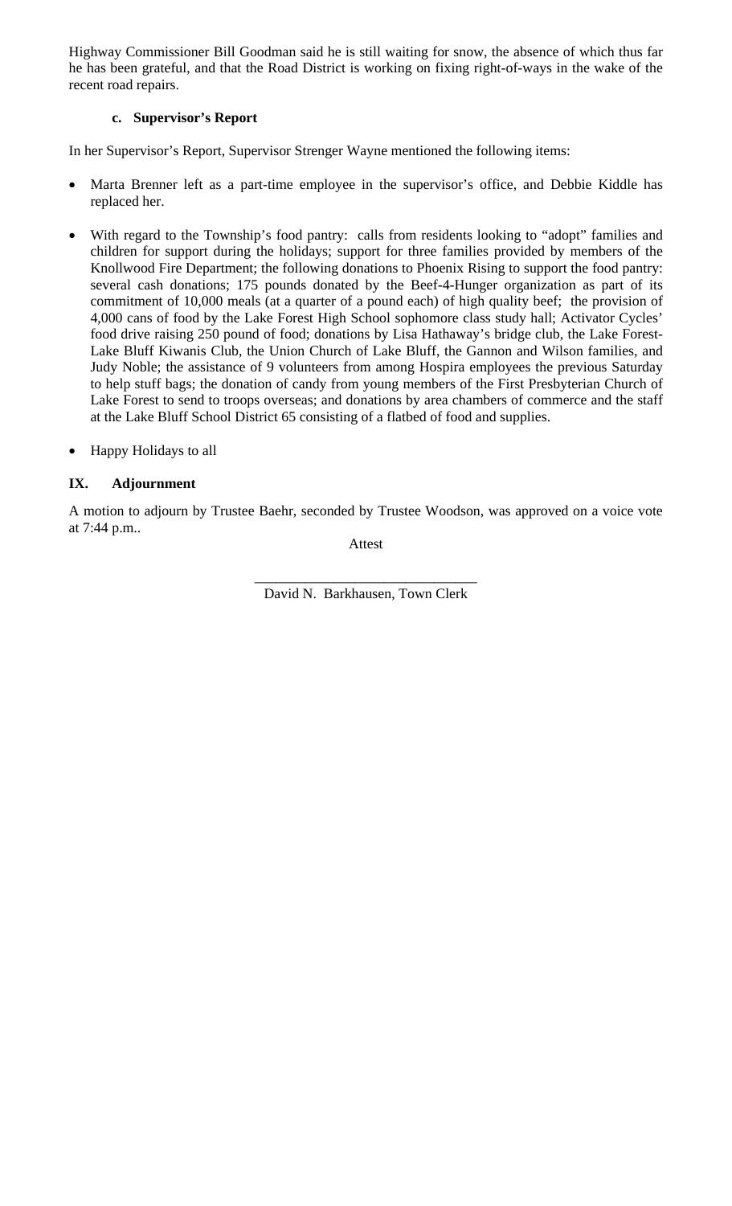Highway Commissioner Bill Goodman said he is still waiting for snow, the absence of which thus far he has been grateful, and that the Road District is working on fixing right-of-ways in the wake of the recent road repairs.

### c. Supervisor's Report

In her Supervisor's Report, Supervisor Strenger Wayne mentioned the following items:

- Marta Brenner left as a part-time employee in the supervisor's office, and Debbie Kiddle has replaced her.
- With regard to the Township's food pantry: calls from residents looking to "adopt" families and children for support during the holidays; support for three families provided by members of the Knollwood Fire Department; the following donations to Phoenix Rising to support the food pantry: several cash donations; 175 pounds donated by the Beef-4-Hunger organization as part of its commitment of 10,000 meals (at a quarter of a pound each) of high quality beef; the provision of 4,000 cans of food by the Lake Forest High School sophomore class study hall; Activator Cycles' food drive raising 250 pound of food; donations by Lisa Hathaway's bridge club, the Lake Forest-Lake Bluff Kiwanis Club, the Union Church of Lake Bluff, the Gannon and Wilson families, and Judy Noble; the assistance of 9 volunteers from among Hospira employees the previous Saturday to help stuff bags; the donation of candy from young members of the First Presbyterian Church of Lake Forest to send to troops overseas; and donations by area chambers of commerce and the staff at the Lake Bluff School District 65 consisting of a flatbed of food and supplies.
- Happy Holidays to all

## IX. Adjournment

A motion to adjourn by Trustee Baehr, seconded by Trustee Woodson, was approved on a voice vote at 7:44 p.m..

Attest

______________________________

David N. Barkhausen, Town Clerk